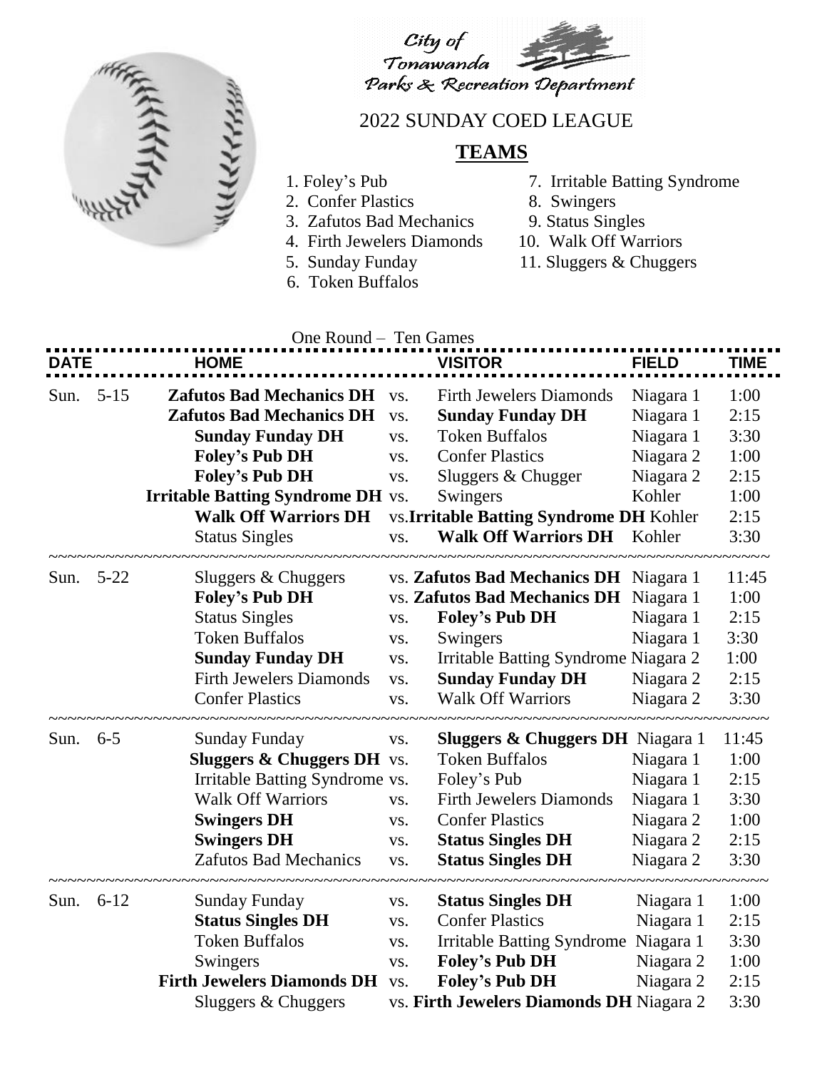City of Tonawanda Parks & Recreation Department

# 2022 SUNDAY COED LEAGUE

## TEAMS

1. Foley's Pub
2. Confer Plastics
3. Zafutos Bad Mechanics
4. Firth Jewelers Diamonds
5. Sunday Funday
6. Token Buffalos
7. Irritable Batting Syndrome
8. Swingers
9. Status Singles
10. Walk Off Warriors
11. Sluggers & Chuggers

One Round – Ten Games

| DATE | | HOME | | VISITOR | FIELD | TIME |
|---|---|---|---|---|---|---|
| Sun. | 5-15 | **Zafutos Bad Mechanics DH** | vs. | Firth Jewelers Diamonds | Niagara 1 | 1:00 |
| | | **Zafutos Bad Mechanics DH** | vs. | **Sunday Funday DH** | Niagara 1 | 2:15 |
| | | **Sunday Funday DH** | vs. | Token Buffalos | Niagara 1 | 3:30 |
| | | **Foley's Pub DH** | vs. | Confer Plastics | Niagara 2 | 1:00 |
| | | **Foley's Pub DH** | vs. | Sluggers & Chugger | Niagara 2 | 2:15 |
| | | **Irritable Batting Syndrome DH** | vs. | Swingers | Kohler | 1:00 |
| | | **Walk Off Warriors DH** | vs. | **Irritable Batting Syndrome DH** | Kohler | 2:15 |
| | | Status Singles | vs. | **Walk Off Warriors DH** | Kohler | 3:30 |
| Sun. | 5-22 | Sluggers & Chuggers | vs. | **Zafutos Bad Mechanics DH** | Niagara 1 | 11:45 |
| | | **Foley's Pub DH** | vs. | **Zafutos Bad Mechanics DH** | Niagara 1 | 1:00 |
| | | Status Singles | vs. | **Foley's Pub DH** | Niagara 1 | 2:15 |
| | | Token Buffalos | vs. | Swingers | Niagara 1 | 3:30 |
| | | **Sunday Funday DH** | vs. | Irritable Batting Syndrome | Niagara 2 | 1:00 |
| | | Firth Jewelers Diamonds | vs. | **Sunday Funday DH** | Niagara 2 | 2:15 |
| | | Confer Plastics | vs. | Walk Off Warriors | Niagara 2 | 3:30 |
| Sun. | 6-5 | Sunday Funday | vs. | **Sluggers & Chuggers DH** | Niagara 1 | 11:45 |
| | | **Sluggers & Chuggers DH** | vs. | Token Buffalos | Niagara 1 | 1:00 |
| | | Irritable Batting Syndrome | vs. | Foley's Pub | Niagara 1 | 2:15 |
| | | Walk Off Warriors | vs. | Firth Jewelers Diamonds | Niagara 1 | 3:30 |
| | | **Swingers DH** | vs. | Confer Plastics | Niagara 2 | 1:00 |
| | | **Swingers DH** | vs. | **Status Singles DH** | Niagara 2 | 2:15 |
| | | Zafutos Bad Mechanics | vs. | **Status Singles DH** | Niagara 2 | 3:30 |
| Sun. | 6-12 | Sunday Funday | vs. | **Status Singles DH** | Niagara 1 | 1:00 |
| | | **Status Singles DH** | vs. | Confer Plastics | Niagara 1 | 2:15 |
| | | Token Buffalos | vs. | Irritable Batting Syndrome | Niagara 1 | 3:30 |
| | | Swingers | vs. | **Foley's Pub DH** | Niagara 2 | 1:00 |
| | | **Firth Jewelers Diamonds DH** | vs. | **Foley's Pub DH** | Niagara 2 | 2:15 |
| | | Sluggers & Chuggers | vs. | **Firth Jewelers Diamonds DH** | Niagara 2 | 3:30 |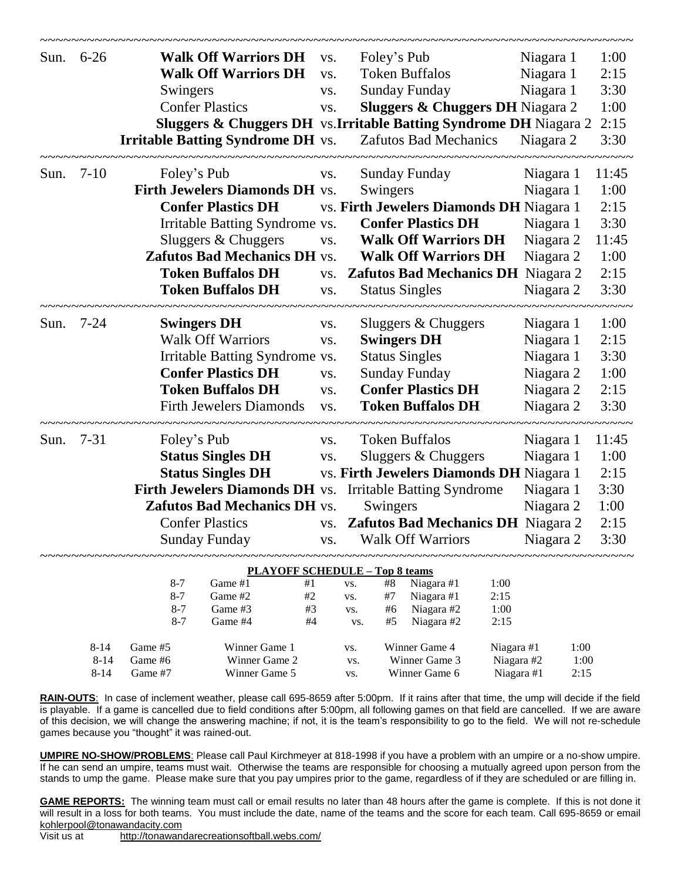| | | | | | | |
|---|---|---|---|---|---|---|
| Sun. | 6-26 | **Walk Off Warriors DH** | vs. | Foley's Pub | Niagara 1 | 1:00 |
| | | **Walk Off Warriors DH** | vs. | Token Buffalos | Niagara 1 | 2:15 |
| | | Swingers | vs. | Sunday Funday | Niagara 1 | 3:30 |
| | | Confer Plastics | vs. | **Sluggers & Chuggers DH** | Niagara 2 | 1:00 |
| | | **Sluggers & Chuggers DH** | vs. | **Irritable Batting Syndrome DH** | Niagara 2 | 2:15 |
| | | **Irritable Batting Syndrome DH** | vs. | Zafutos Bad Mechanics | Niagara 2 | 3:30 |
| Sun. | 7-10 | Foley's Pub | vs. | Sunday Funday | Niagara 1 | 11:45 |
| | | **Firth Jewelers Diamonds DH** | vs. | Swingers | Niagara 1 | 1:00 |
| | | **Confer Plastics DH** | vs. | **Firth Jewelers Diamonds DH** | Niagara 1 | 2:15 |
| | | Irritable Batting Syndrome | vs. | **Confer Plastics DH** | Niagara 1 | 3:30 |
| | | Sluggers & Chuggers | vs. | **Walk Off Warriors DH** | Niagara 2 | 11:45 |
| | | **Zafutos Bad Mechanics DH** | vs. | **Walk Off Warriors DH** | Niagara 2 | 1:00 |
| | | **Token Buffalos DH** | vs. | **Zafutos Bad Mechanics DH** | Niagara 2 | 2:15 |
| | | **Token Buffalos DH** | vs. | Status Singles | Niagara 2 | 3:30 |
| Sun. | 7-24 | **Swingers DH** | vs. | Sluggers & Chuggers | Niagara 1 | 1:00 |
| | | Walk Off Warriors | vs. | **Swingers DH** | Niagara 1 | 2:15 |
| | | Irritable Batting Syndrome | vs. | Status Singles | Niagara 1 | 3:30 |
| | | **Confer Plastics DH** | vs. | Sunday Funday | Niagara 2 | 1:00 |
| | | **Token Buffalos DH** | vs. | **Confer Plastics DH** | Niagara 2 | 2:15 |
| | | Firth Jewelers Diamonds | vs. | **Token Buffalos DH** | Niagara 2 | 3:30 |
| Sun. | 7-31 | Foley's Pub | vs. | Token Buffalos | Niagara 1 | 11:45 |
| | | **Status Singles DH** | vs. | Sluggers & Chuggers | Niagara 1 | 1:00 |
| | | **Status Singles DH** | vs. | **Firth Jewelers Diamonds DH** | Niagara 1 | 2:15 |
| | | **Firth Jewelers Diamonds DH** | vs. | Irritable Batting Syndrome | Niagara 1 | 3:30 |
| | | **Zafutos Bad Mechanics DH** | vs. | Swingers | Niagara 2 | 1:00 |
| | | Confer Plastics | vs. | **Zafutos Bad Mechanics DH** | Niagara 2 | 2:15 |
| | | Sunday Funday | vs. | Walk Off Warriors | Niagara 2 | 3:30 |

**PLAYOFF SCHEDULE – Top 8 teams**

| | | | | | | |
|---|---|---|---|---|---|---|
| 8-7 | Game #1 | #1 | vs. | #8 | Niagara #1 | 1:00 |
| 8-7 | Game #2 | #2 | vs. | #7 | Niagara #1 | 2:15 |
| 8-7 | Game #3 | #3 | vs. | #6 | Niagara #2 | 1:00 |
| 8-7 | Game #4 | #4 | vs. | #5 | Niagara #2 | 2:15 |

| | | | | | | |
|---|---|---|---|---|---|---|
| 8-14 | Game #5 | Winner Game 1 | vs. | Winner Game 4 | Niagara #1 | 1:00 |
| 8-14 | Game #6 | Winner Game 2 | vs. | Winner Game 3 | Niagara #2 | 1:00 |
| 8-14 | Game #7 | Winner Game 5 | vs. | Winner Game 6 | Niagara #1 | 2:15 |

**RAIN-OUTS**: In case of inclement weather, please call 695-8659 after 5:00pm. If it rains after that time, the ump will decide if the field is playable. If a game is cancelled due to field conditions after 5:00pm, all following games on that field are cancelled. If we are aware of this decision, we will change the answering machine; if not, it is the team's responsibility to go to the field. We will not re-schedule games because you "thought" it was rained-out.

**UMPIRE NO-SHOW/PROBLEMS**: Please call Paul Kirchmeyer at 818-1998 if you have a problem with an umpire or a no-show umpire. If he can send an umpire, teams must wait. Otherwise the teams are responsible for choosing a mutually agreed upon person from the stands to ump the game. Please make sure that you pay umpires prior to the game, regardless of if they are scheduled or are filling in.

**GAME REPORTS:** The winning team must call or email results no later than 48 hours after the game is complete. If this is not done it will result in a loss for both teams. You must include the date, name of the teams and the score for each team. Call 695-8659 or email kohlerpool@tonawandacity.com

Visit us at http://tonawandarecreationsoftball.webs.com/